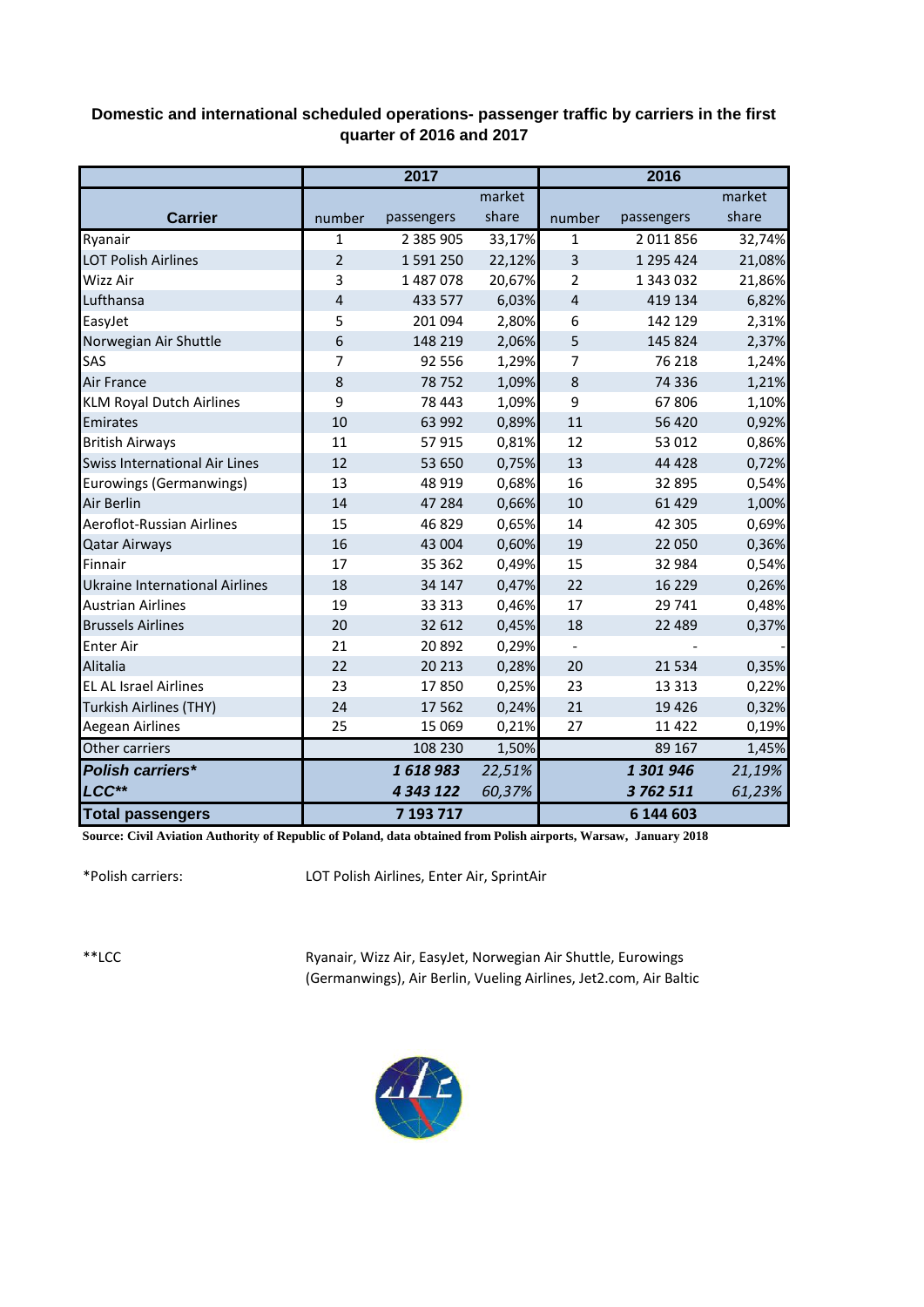## Domestic and international scheduled operations- passenger traffic by carriers in the first quarter of 2016 and 2017

| Carrier | 2017 | | | 2016 | | |
|---|---|---|---|---|---|---|
| | number | passengers | market share | number | passengers | market share |
| Ryanair | 1 | 2 385 905 | 33,17% | 1 | 2 011 856 | 32,74% |
| LOT Polish Airlines | 2 | 1 591 250 | 22,12% | 3 | 1 295 424 | 21,08% |
| Wizz Air | 3 | 1 487 078 | 20,67% | 2 | 1 343 032 | 21,86% |
| Lufthansa | 4 | 433 577 | 6,03% | 4 | 419 134 | 6,82% |
| EasyJet | 5 | 201 094 | 2,80% | 6 | 142 129 | 2,31% |
| Norwegian Air Shuttle | 6 | 148 219 | 2,06% | 5 | 145 824 | 2,37% |
| SAS | 7 | 92 556 | 1,29% | 7 | 76 218 | 1,24% |
| Air France | 8 | 78 752 | 1,09% | 8 | 74 336 | 1,21% |
| KLM Royal Dutch Airlines | 9 | 78 443 | 1,09% | 9 | 67 806 | 1,10% |
| Emirates | 10 | 63 992 | 0,89% | 11 | 56 420 | 0,92% |
| British Airways | 11 | 57 915 | 0,81% | 12 | 53 012 | 0,86% |
| Swiss International Air Lines | 12 | 53 650 | 0,75% | 13 | 44 428 | 0,72% |
| Eurowings (Germanwings) | 13 | 48 919 | 0,68% | 16 | 32 895 | 0,54% |
| Air Berlin | 14 | 47 284 | 0,66% | 10 | 61 429 | 1,00% |
| Aeroflot-Russian Airlines | 15 | 46 829 | 0,65% | 14 | 42 305 | 0,69% |
| Qatar Airways | 16 | 43 004 | 0,60% | 19 | 22 050 | 0,36% |
| Finnair | 17 | 35 362 | 0,49% | 15 | 32 984 | 0,54% |
| Ukraine International Airlines | 18 | 34 147 | 0,47% | 22 | 16 229 | 0,26% |
| Austrian Airlines | 19 | 33 313 | 0,46% | 17 | 29 741 | 0,48% |
| Brussels Airlines | 20 | 32 612 | 0,45% | 18 | 22 489 | 0,37% |
| Enter Air | 21 | 20 892 | 0,29% | - | - | - |
| Alitalia | 22 | 20 213 | 0,28% | 20 | 21 534 | 0,35% |
| EL AL Israel Airlines | 23 | 17 850 | 0,25% | 23 | 13 313 | 0,22% |
| Turkish Airlines (THY) | 24 | 17 562 | 0,24% | 21 | 19 426 | 0,32% |
| Aegean Airlines | 25 | 15 069 | 0,21% | 27 | 11 422 | 0,19% |
| Other carriers | | 108 230 | 1,50% | | 89 167 | 1,45% |
| ***Polish carriers**** | | ***1 618 983*** | *22,51%* | | ***1 301 946*** | *21,19%* |
| ***LCC***** | | ***4 343 122*** | *60,37%* | | ***3 762 511*** | *61,23%* |
| **Total passengers** | | **7 193 717** | | | **6 144 603** | |

**Source: Civil Aviation Authority of Republic of Poland, data obtained from Polish airports, Warsaw, January 2018**

*Polish carriers: LOT Polish Airlines, Enter Air, SprintAir

**LCC Ryanair, Wizz Air, EasyJet, Norwegian Air Shuttle, Eurowings (Germanwings), Air Berlin, Vueling Airlines, Jet2.com, Air Baltic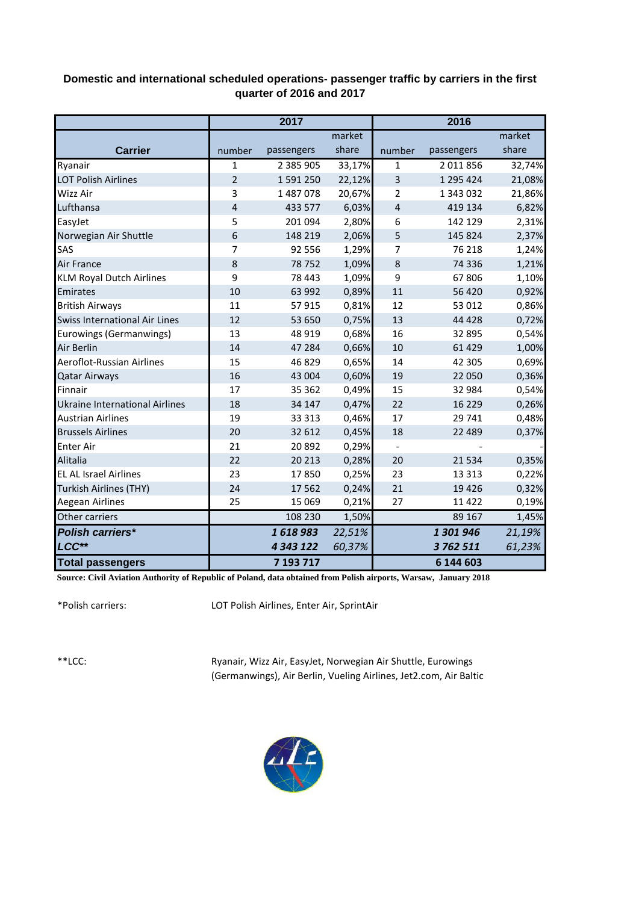**Domestic and international scheduled operations- passenger traffic by carriers in the first quarter of 2016 and 2017**

| Carrier | 2017 | | | 2016 | | |
|---|---|---|---|---|---|---|
| | number | passengers | market share | number | passengers | market share |
| Ryanair | 1 | 2 385 905 | 33,17% | 1 | 2 011 856 | 32,74% |
| LOT Polish Airlines | 2 | 1 591 250 | 22,12% | 3 | 1 295 424 | 21,08% |
| Wizz Air | 3 | 1 487 078 | 20,67% | 2 | 1 343 032 | 21,86% |
| Lufthansa | 4 | 433 577 | 6,03% | 4 | 419 134 | 6,82% |
| EasyJet | 5 | 201 094 | 2,80% | 6 | 142 129 | 2,31% |
| Norwegian Air Shuttle | 6 | 148 219 | 2,06% | 5 | 145 824 | 2,37% |
| SAS | 7 | 92 556 | 1,29% | 7 | 76 218 | 1,24% |
| Air France | 8 | 78 752 | 1,09% | 8 | 74 336 | 1,21% |
| KLM Royal Dutch Airlines | 9 | 78 443 | 1,09% | 9 | 67 806 | 1,10% |
| Emirates | 10 | 63 992 | 0,89% | 11 | 56 420 | 0,92% |
| British Airways | 11 | 57 915 | 0,81% | 12 | 53 012 | 0,86% |
| Swiss International Air Lines | 12 | 53 650 | 0,75% | 13 | 44 428 | 0,72% |
| Eurowings (Germanwings) | 13 | 48 919 | 0,68% | 16 | 32 895 | 0,54% |
| Air Berlin | 14 | 47 284 | 0,66% | 10 | 61 429 | 1,00% |
| Aeroflot-Russian Airlines | 15 | 46 829 | 0,65% | 14 | 42 305 | 0,69% |
| Qatar Airways | 16 | 43 004 | 0,60% | 19 | 22 050 | 0,36% |
| Finnair | 17 | 35 362 | 0,49% | 15 | 32 984 | 0,54% |
| Ukraine International Airlines | 18 | 34 147 | 0,47% | 22 | 16 229 | 0,26% |
| Austrian Airlines | 19 | 33 313 | 0,46% | 17 | 29 741 | 0,48% |
| Brussels Airlines | 20 | 32 612 | 0,45% | 18 | 22 489 | 0,37% |
| Enter Air | 21 | 20 892 | 0,29% | - | - | - |
| Alitalia | 22 | 20 213 | 0,28% | 20 | 21 534 | 0,35% |
| EL AL Israel Airlines | 23 | 17 850 | 0,25% | 23 | 13 313 | 0,22% |
| Turkish Airlines (THY) | 24 | 17 562 | 0,24% | 21 | 19 426 | 0,32% |
| Aegean Airlines | 25 | 15 069 | 0,21% | 27 | 11 422 | 0,19% |
| Other carriers | | 108 230 | 1,50% | | 89 167 | 1,45% |
| ***Polish carriers**** | | ***1 618 983*** | *22,51%* | | ***1 301 946*** | *21,19%* |
| ***LCC***** | | ***4 343 122*** | *60,37%* | | ***3 762 511*** | *61,23%* |
| **Total passengers** | | **7 193 717** | | | **6 144 603** | |

**Source: Civil Aviation Authority of Republic of Poland, data obtained from Polish airports, Warsaw, January 2018**

*Polish carriers: LOT Polish Airlines, Enter Air, SprintAir

**LCC: Ryanair, Wizz Air, EasyJet, Norwegian Air Shuttle, Eurowings (Germanwings), Air Berlin, Vueling Airlines, Jet2.com, Air Baltic